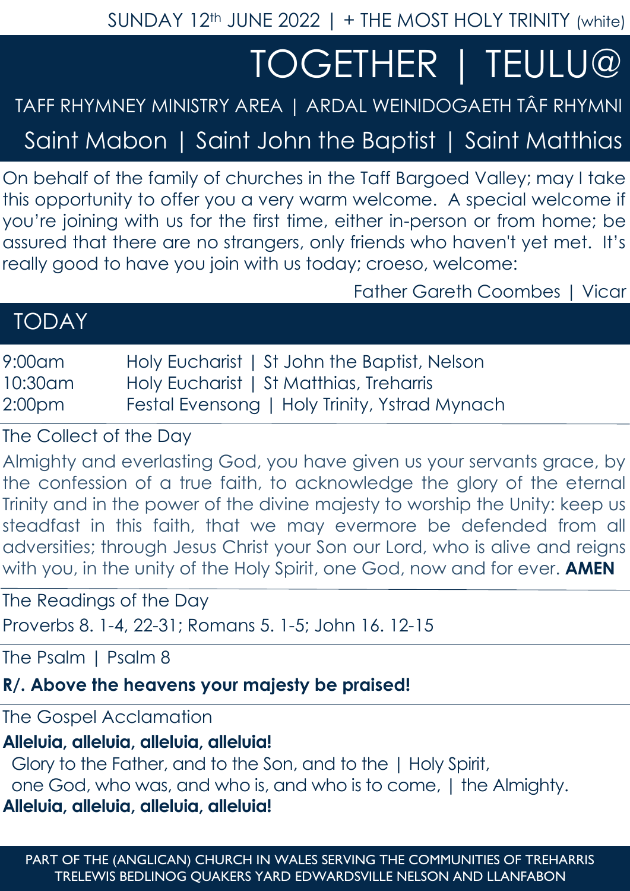SUNDAY 12th JUNE 2022 | + THE MOST HOLY TRINITY (white)

# TOGETHER | TEULU@

TAFF RHYMNEY MINISTRY AREA | ARDAL WEINIDOGAETH TÂF RHYMNI

Saint Mabon | Saint John the Baptist | Saint Matthias

On behalf of the family of churches in the Taff Bargoed Valley; may I take this opportunity to offer you a very warm welcome. A special welcome if you're joining with us for the first time, either in-person or from home; be assured that there are no strangers, only friends who haven't yet met. It's really good to have you join with us today; croeso, welcome:

Father Gareth Coombes | Vicar

## TODAY

| | |
|---|---|
| 9:00am | Holy Eucharist \| St John the Baptist, Nelson |
| 10:30am | Holy Eucharist \| St Matthias, Treharris |
| 2:00pm | Festal Evensong \| Holy Trinity, Ystrad Mynach |

### The Collect of the Day

Almighty and everlasting God, you have given us your servants grace, by the confession of a true faith, to acknowledge the glory of the eternal Trinity and in the power of the divine majesty to worship the Unity: keep us steadfast in this faith, that we may evermore be defended from all adversities; through Jesus Christ your Son our Lord, who is alive and reigns with you, in the unity of the Holy Spirit, one God, now and for ever. **AMEN**

### The Readings of the Day

Proverbs 8. 1-4, 22-31; Romans 5. 1-5; John 16. 12-15

### The Psalm | Psalm 8

**R/. Above the heavens your majesty be praised!**

### The Gospel Acclamation

**Alleluia, alleluia, alleluia, alleluia!**
Glory to the Father, and to the Son, and to the | Holy Spirit,
one God, who was, and who is, and who is to come, | the Almighty.
**Alleluia, alleluia, alleluia, alleluia!**

PART OF THE (ANGLICAN) CHURCH IN WALES SERVING THE COMMUNITIES OF TREHARRIS TRELEWIS BEDLINOG QUAKERS YARD EDWARDSVILLE NELSON AND LLANFABON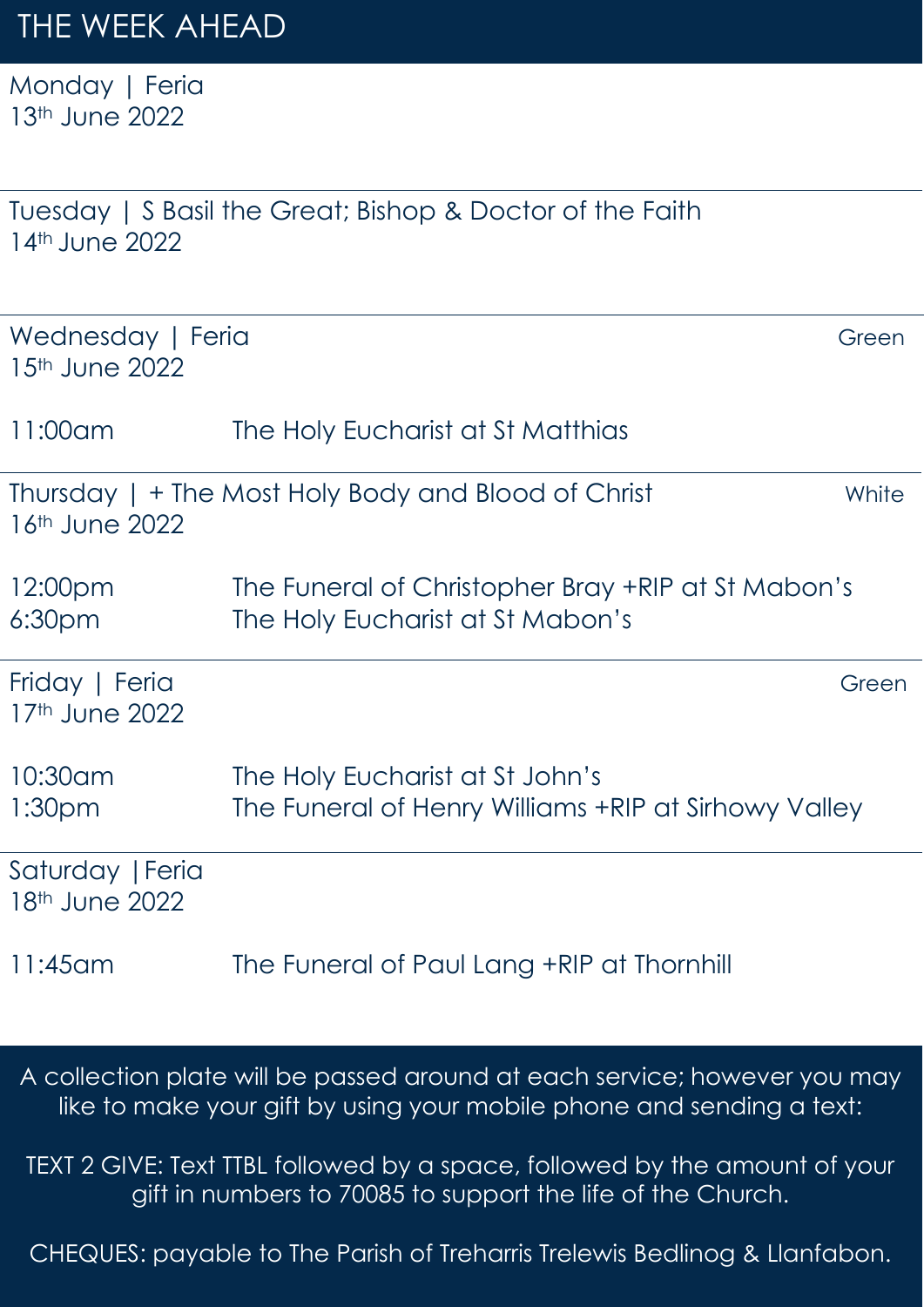# THE WEEK AHEAD

**Monday | Feria**
13th June 2022

---

**Tuesday | S Basil the Great; Bishop & Doctor of the Faith**
14th June 2022

---

**Wednesday | Feria** — Green
15th June 2022

| | |
|---|---|
| 11:00am | The Holy Eucharist at St Matthias |

---

**Thursday | + The Most Holy Body and Blood of Christ** — White
16th June 2022

| | |
|---|---|
| 12:00pm | The Funeral of Christopher Bray +RIP at St Mabon's |
| 6:30pm | The Holy Eucharist at St Mabon's |

---

**Friday | Feria** — Green
17th June 2022

| | |
|---|---|
| 10:30am | The Holy Eucharist at St John's |
| 1:30pm | The Funeral of Henry Williams +RIP at Sirhowy Valley |

---

**Saturday | Feria**
18th June 2022

| | |
|---|---|
| 11:45am | The Funeral of Paul Lang +RIP at Thornhill |

---

A collection plate will be passed around at each service; however you may like to make your gift by using your mobile phone and sending a text:

TEXT 2 GIVE: Text TTBL followed by a space, followed by the amount of your gift in numbers to 70085 to support the life of the Church.

CHEQUES: payable to The Parish of Treharris Trelewis Bedlinog & Llanfabon.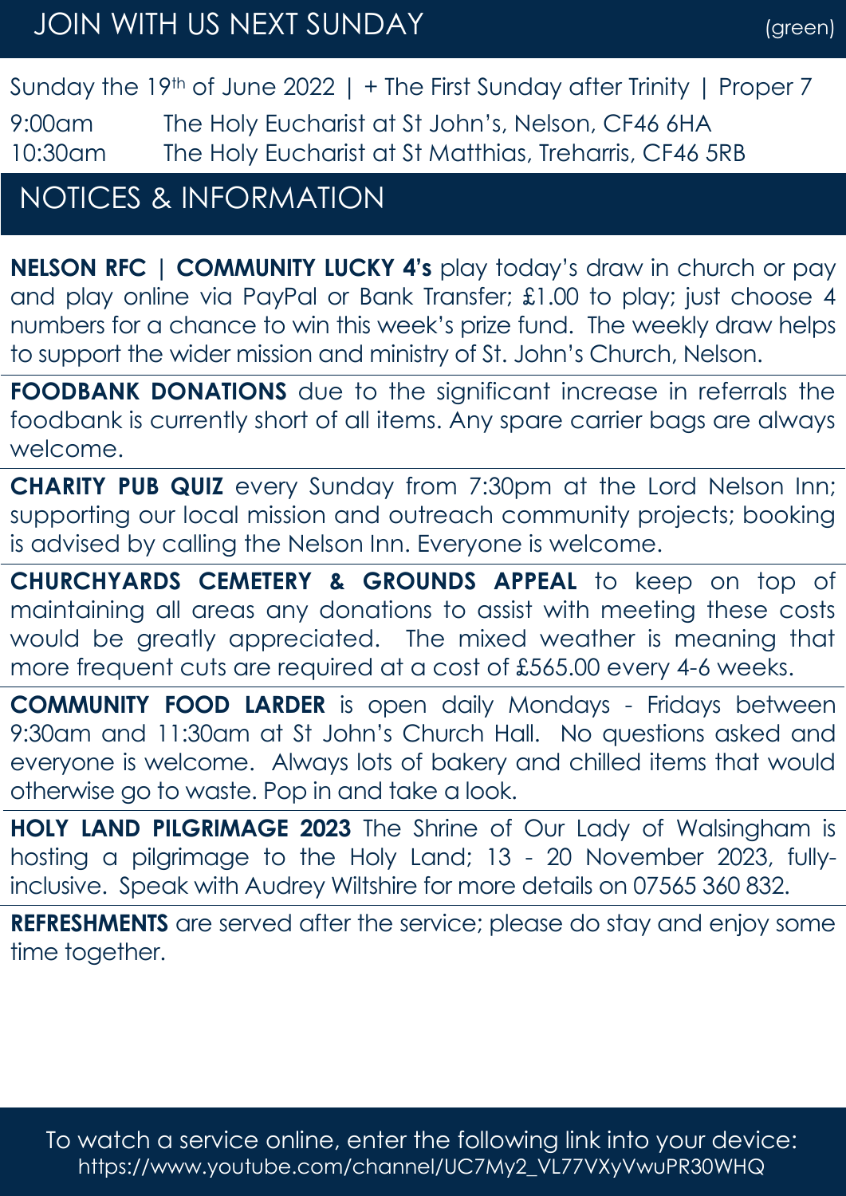## JOIN WITH US NEXT SUNDAY (green)

Sunday the 19th of June 2022 | + The First Sunday after Trinity | Proper 7

9:00am The Holy Eucharist at St John's, Nelson, CF46 6HA
10:30am The Holy Eucharist at St Matthias, Treharris, CF46 5RB

## NOTICES & INFORMATION

**NELSON RFC | COMMUNITY LUCKY 4's** play today's draw in church or pay and play online via PayPal or Bank Transfer; £1.00 to play; just choose 4 numbers for a chance to win this week's prize fund. The weekly draw helps to support the wider mission and ministry of St. John's Church, Nelson.

**FOODBANK DONATIONS** due to the significant increase in referrals the foodbank is currently short of all items. Any spare carrier bags are always welcome.

**CHARITY PUB QUIZ** every Sunday from 7:30pm at the Lord Nelson Inn; supporting our local mission and outreach community projects; booking is advised by calling the Nelson Inn. Everyone is welcome.

**CHURCHYARDS CEMETERY & GROUNDS APPEAL** to keep on top of maintaining all areas any donations to assist with meeting these costs would be greatly appreciated. The mixed weather is meaning that more frequent cuts are required at a cost of £565.00 every 4-6 weeks.

**COMMUNITY FOOD LARDER** is open daily Mondays - Fridays between 9:30am and 11:30am at St John's Church Hall. No questions asked and everyone is welcome. Always lots of bakery and chilled items that would otherwise go to waste. Pop in and take a look.

**HOLY LAND PILGRIMAGE 2023** The Shrine of Our Lady of Walsingham is hosting a pilgrimage to the Holy Land; 13 - 20 November 2023, fully-inclusive. Speak with Audrey Wiltshire for more details on 07565 360 832.

**REFRESHMENTS** are served after the service; please do stay and enjoy some time together.

To watch a service online, enter the following link into your device:
https://www.youtube.com/channel/UC7My2_VL77VXyVwuPR30WHQ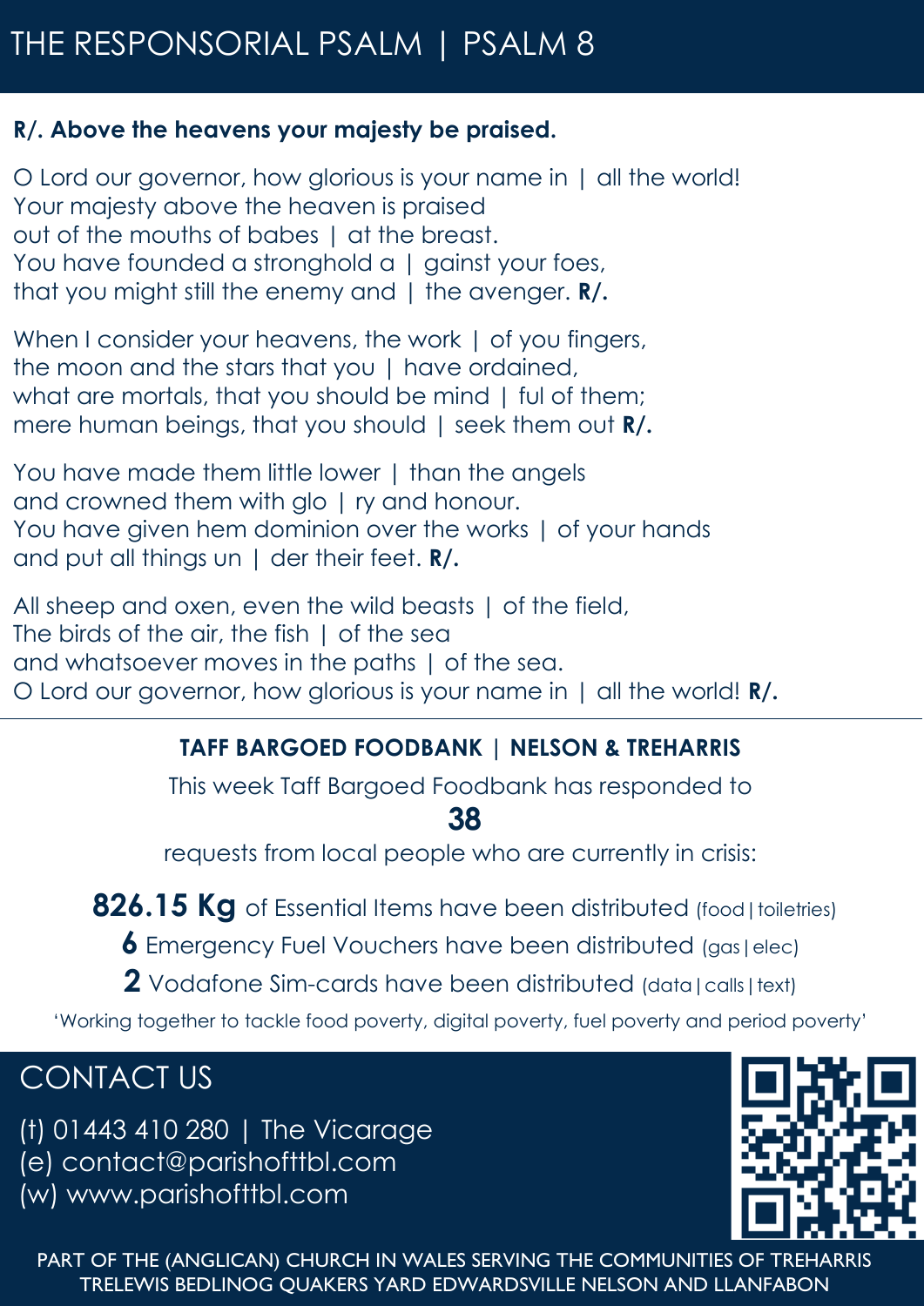# THE RESPONSORIAL PSALM | PSALM 8

**R/. Above the heavens your majesty be praised.**

O Lord our governor, how glorious is your name in | all the world!
Your majesty above the heaven is praised
out of the mouths of babes | at the breast.
You have founded a stronghold a | gainst your foes,
that you might still the enemy and | the avenger. **R/.**

When I consider your heavens, the work | of you fingers,
the moon and the stars that you | have ordained,
what are mortals, that you should be mind | ful of them;
mere human beings, that you should | seek them out **R/.**

You have made them little lower | than the angels
and crowned them with glo | ry and honour.
You have given hem dominion over the works | of your hands
and put all things un | der their feet. **R/.**

All sheep and oxen, even the wild beasts | of the field,
The birds of the air, the fish | of the sea
and whatsoever moves in the paths | of the sea.
O Lord our governor, how glorious is your name in | all the world! **R/.**

---

**TAFF BARGOED FOODBANK | NELSON & TREHARRIS**

This week Taff Bargoed Foodbank has responded to

**38**

requests from local people who are currently in crisis:

**826.15 Kg** of Essential Items have been distributed (food | toiletries)

**6** Emergency Fuel Vouchers have been distributed (gas | elec)

**2** Vodafone Sim-cards have been distributed (data | calls | text)

'Working together to tackle food poverty, digital poverty, fuel poverty and period poverty'

## CONTACT US

(t) 01443 410 280 | The Vicarage
(e) contact@parishofttbl.com
(w) www.parishofttbl.com

PART OF THE (ANGLICAN) CHURCH IN WALES SERVING THE COMMUNITIES OF TREHARRIS TRELEWIS BEDLINOG QUAKERS YARD EDWARDSVILLE NELSON AND LLANFABON